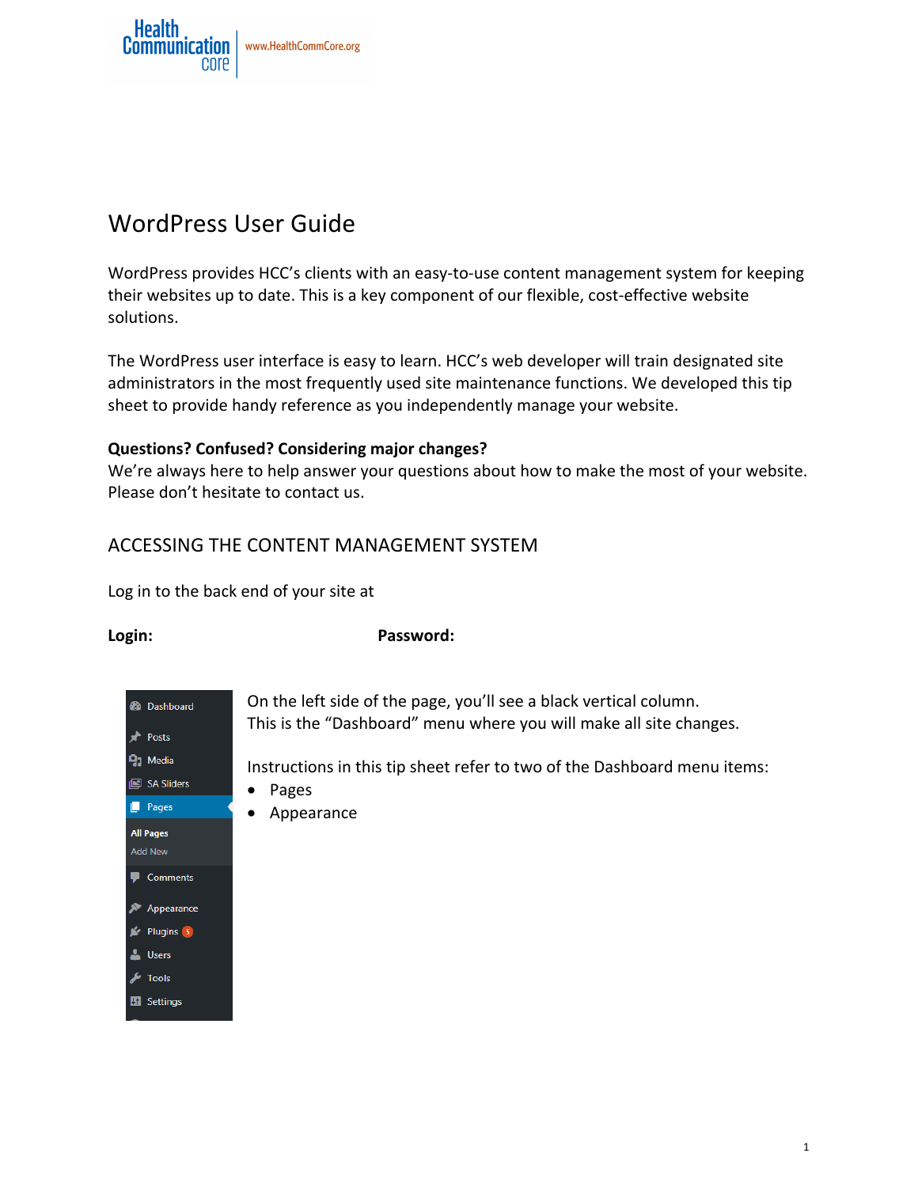# WordPress User Guide

WordPress provides HCC's clients with an easy-to-use content management system for keeping their websites up to date. This is a key component of our flexible, cost-effective website solutions.

The WordPress user interface is easy to learn. HCC's web developer will train designated site administrators in the most frequently used site maintenance functions. We developed this tip sheet to provide handy reference as you independently manage your website.

**Questions? Confused? Considering major changes?**
We're always here to help answer your questions about how to make the most of your website. Please don't hesitate to contact us.

## ACCESSING THE CONTENT MANAGEMENT SYSTEM

Log in to the back end of your site at

**Login:** **Password:**

On the left side of the page, you'll see a black vertical column.
This is the "Dashboard" menu where you will make all site changes.

Instructions in this tip sheet refer to two of the Dashboard menu items:

- Pages
- Appearance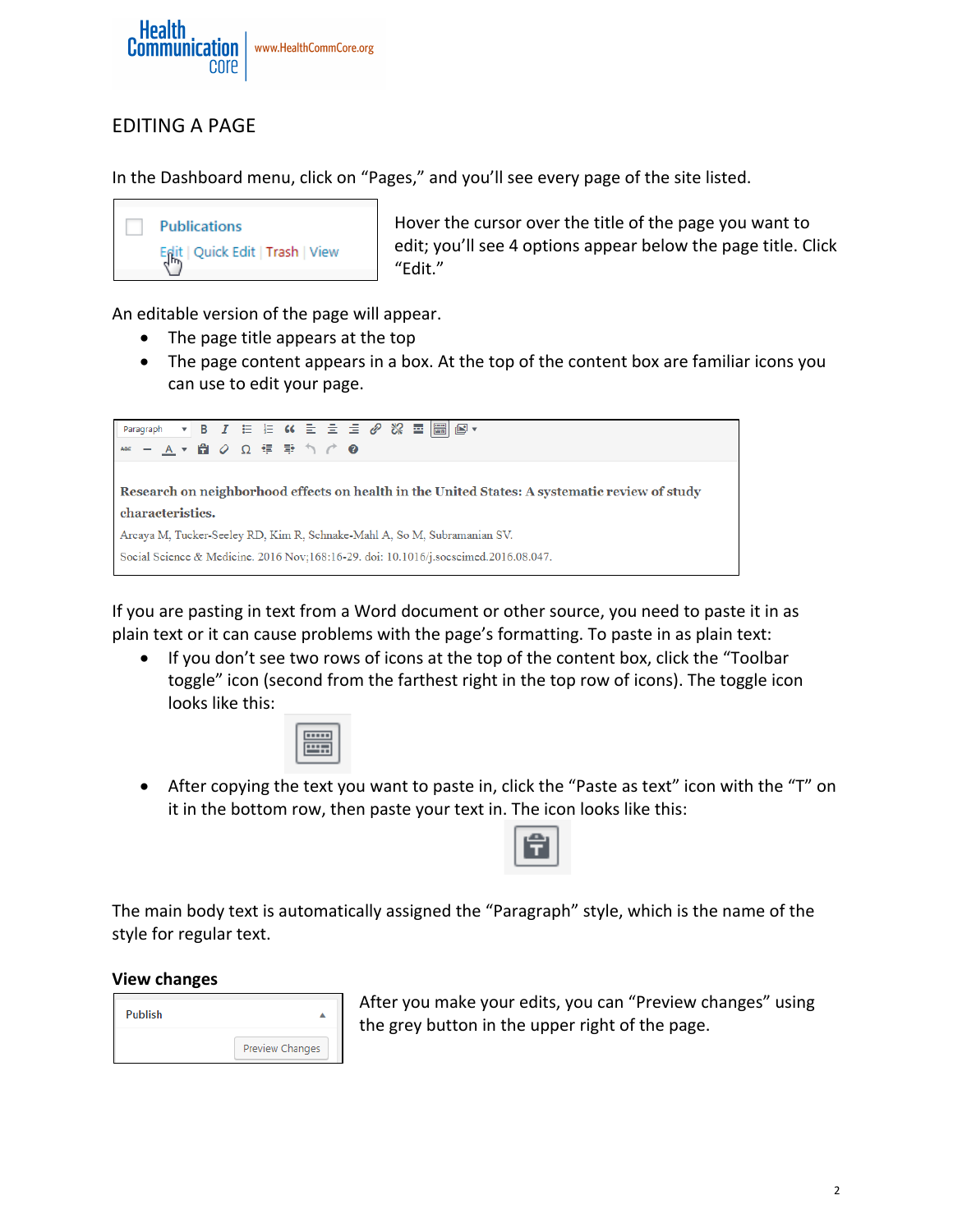## EDITING A PAGE

In the Dashboard menu, click on "Pages," and you'll see every page of the site listed.

Hover the cursor over the title of the page you want to edit; you'll see 4 options appear below the page title. Click "Edit."

An editable version of the page will appear.

- The page title appears at the top
- The page content appears in a box. At the top of the content box are familiar icons you can use to edit your page.

If you are pasting in text from a Word document or other source, you need to paste it in as plain text or it can cause problems with the page's formatting. To paste in as plain text:

- If you don't see two rows of icons at the top of the content box, click the "Toolbar toggle" icon (second from the farthest right in the top row of icons). The toggle icon looks like this:
- After copying the text you want to paste in, click the "Paste as text" icon with the "T" on it in the bottom row, then paste your text in. The icon looks like this:

The main body text is automatically assigned the "Paragraph" style, which is the name of the style for regular text.

**View changes**

After you make your edits, you can "Preview changes" using the grey button in the upper right of the page.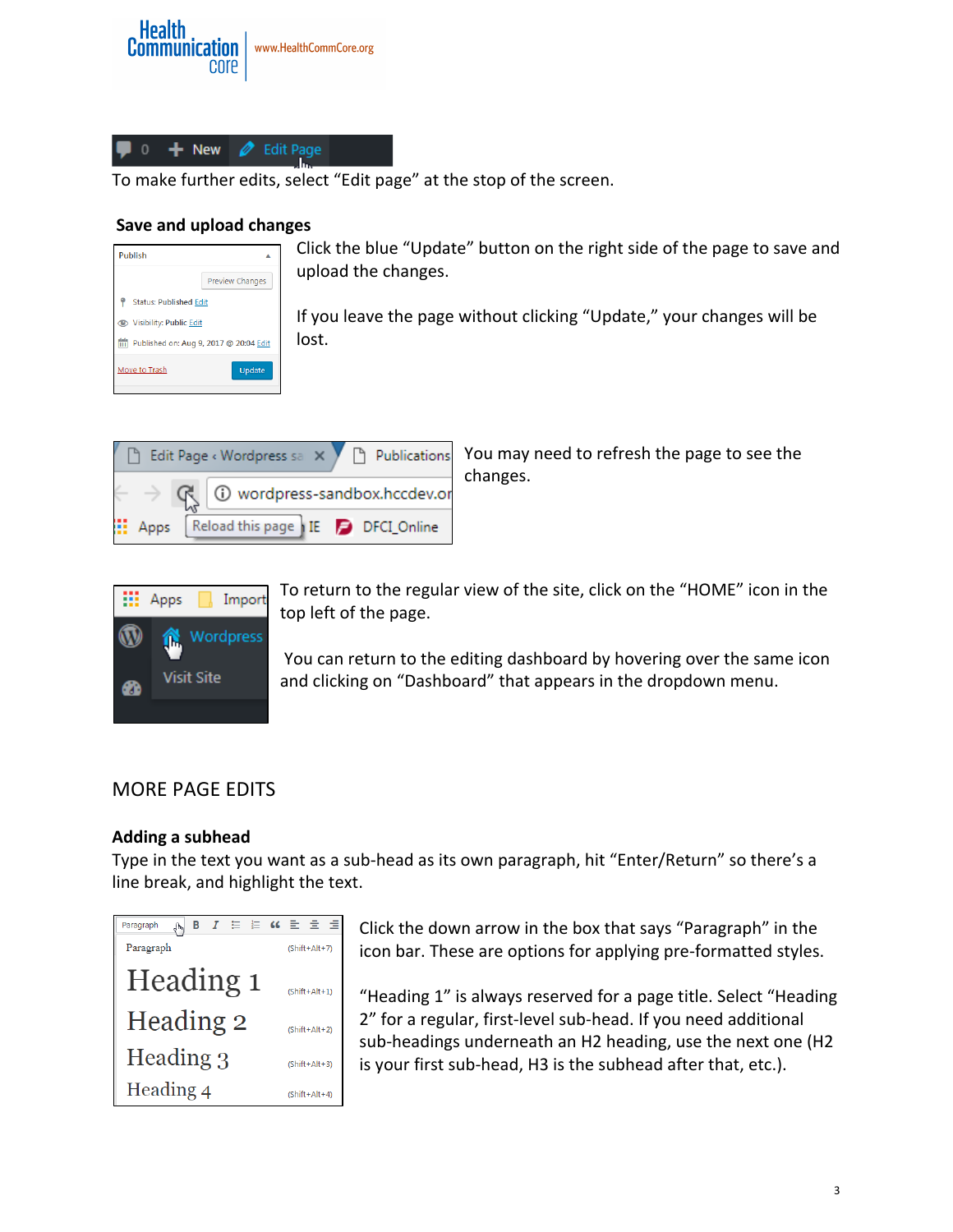To make further edits, select "Edit page" at the stop of the screen.

**Save and upload changes**

Click the blue "Update" button on the right side of the page to save and upload the changes.

If you leave the page without clicking "Update," your changes will be lost.

You may need to refresh the page to see the changes.

To return to the regular view of the site, click on the "HOME" icon in the top left of the page.

You can return to the editing dashboard by hovering over the same icon and clicking on "Dashboard" that appears in the dropdown menu.

## MORE PAGE EDITS

**Adding a subhead**

Type in the text you want as a sub-head as its own paragraph, hit "Enter/Return" so there's a line break, and highlight the text.

Click the down arrow in the box that says "Paragraph" in the icon bar. These are options for applying pre-formatted styles.

"Heading 1" is always reserved for a page title. Select "Heading 2" for a regular, first-level sub-head. If you need additional sub-headings underneath an H2 heading, use the next one (H2 is your first sub-head, H3 is the subhead after that, etc.).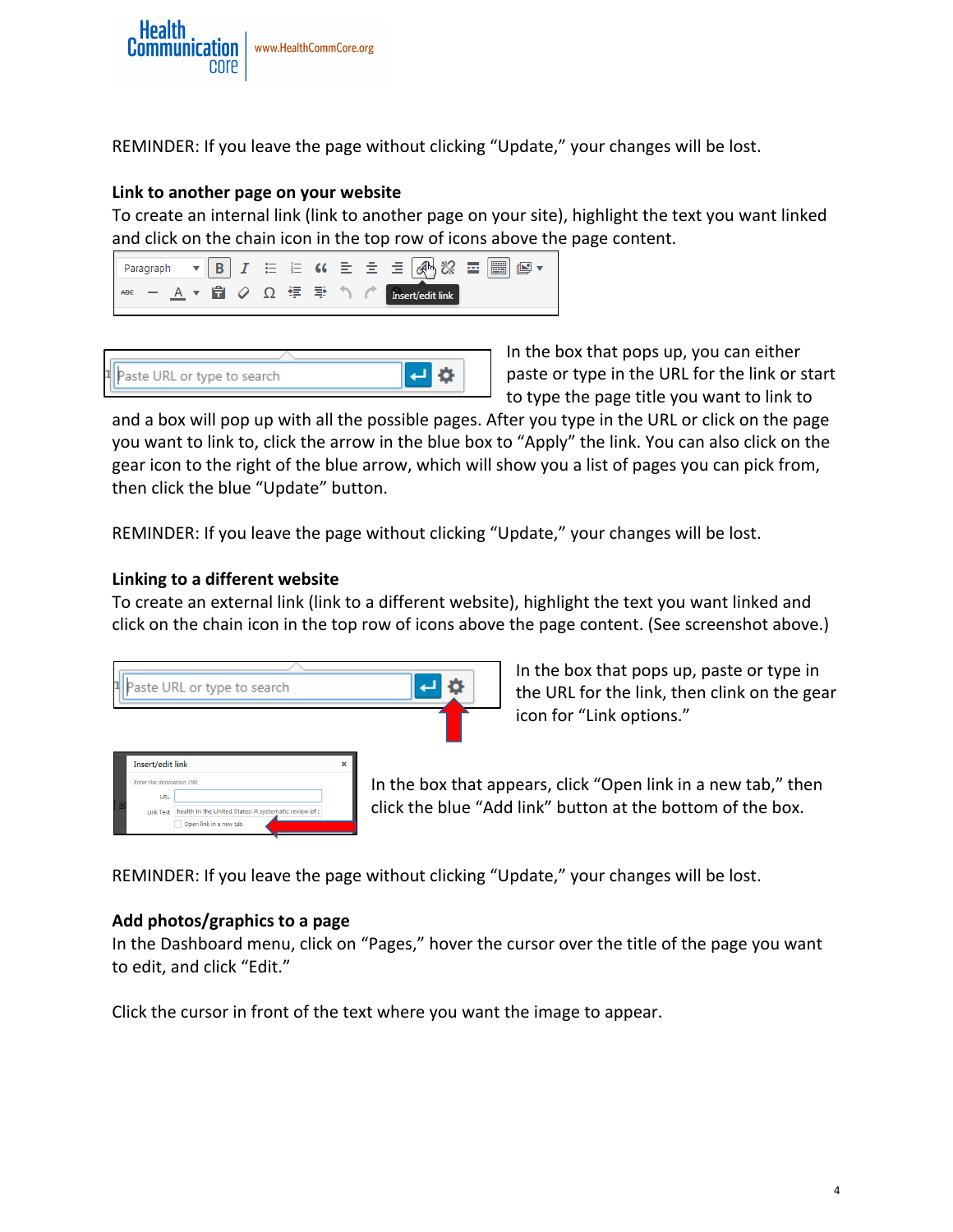REMINDER: If you leave the page without clicking "Update," your changes will be lost.

**Link to another page on your website**

To create an internal link (link to another page on your site), highlight the text you want linked and click on the chain icon in the top row of icons above the page content.

In the box that pops up, you can either paste or type in the URL for the link or start to type the page title you want to link to and a box will pop up with all the possible pages. After you type in the URL or click on the page you want to link to, click the arrow in the blue box to "Apply" the link. You can also click on the gear icon to the right of the blue arrow, which will show you a list of pages you can pick from, then click the blue "Update" button.

REMINDER: If you leave the page without clicking "Update," your changes will be lost.

**Linking to a different website**

To create an external link (link to a different website), highlight the text you want linked and click on the chain icon in the top row of icons above the page content. (See screenshot above.)

In the box that pops up, paste or type in the URL for the link, then clink on the gear icon for "Link options."

In the box that appears, click "Open link in a new tab," then click the blue "Add link" button at the bottom of the box.

REMINDER: If you leave the page without clicking "Update," your changes will be lost.

**Add photos/graphics to a page**

In the Dashboard menu, click on "Pages," hover the cursor over the title of the page you want to edit, and click "Edit."

Click the cursor in front of the text where you want the image to appear.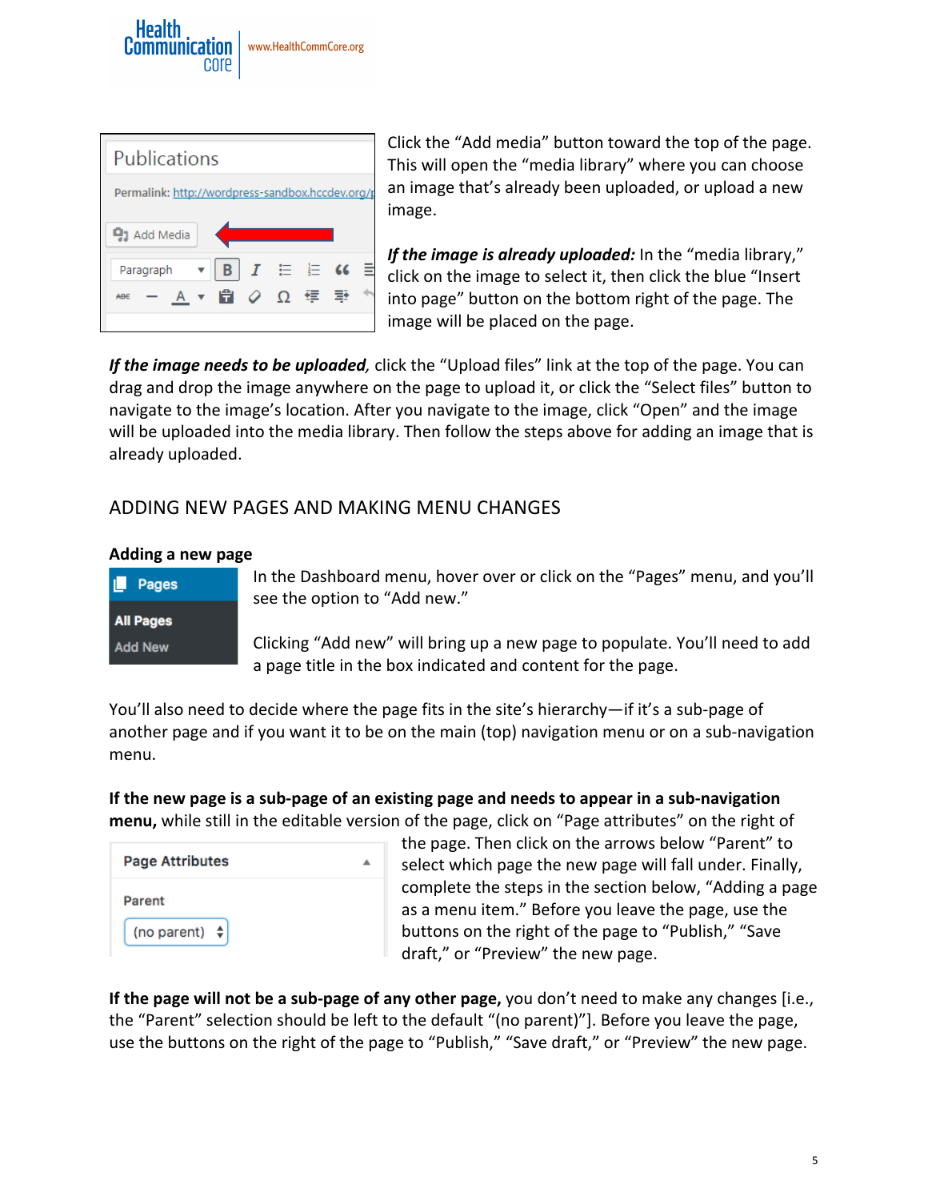Click the “Add media” button toward the top of the page. This will open the “media library” where you can choose an image that’s already been uploaded, or upload a new image.

***If the image is already uploaded:*** In the “media library,” click on the image to select it, then click the blue “Insert into page” button on the bottom right of the page. The image will be placed on the page.

***If the image needs to be uploaded,*** click the “Upload files” link at the top of the page. You can drag and drop the image anywhere on the page to upload it, or click the “Select files” button to navigate to the image’s location. After you navigate to the image, click “Open” and the image will be uploaded into the media library. Then follow the steps above for adding an image that is already uploaded.

## ADDING NEW PAGES AND MAKING MENU CHANGES

### Adding a new page

In the Dashboard menu, hover over or click on the “Pages” menu, and you’ll see the option to “Add new.”

Clicking “Add new” will bring up a new page to populate. You’ll need to add a page title in the box indicated and content for the page.

You’ll also need to decide where the page fits in the site’s hierarchy—if it’s a sub-page of another page and if you want it to be on the main (top) navigation menu or on a sub-navigation menu.

**If the new page is a sub-page of an existing page and needs to appear in a sub-navigation menu,** while still in the editable version of the page, click on “Page attributes” on the right of the page. Then click on the arrows below “Parent” to select which page the new page will fall under. Finally, complete the steps in the section below, “Adding a page as a menu item.” Before you leave the page, use the buttons on the right of the page to “Publish,” “Save draft,” or “Preview” the new page.

**If the page will not be a sub-page of any other page,** you don’t need to make any changes [i.e., the “Parent” selection should be left to the default “(no parent)”]. Before you leave the page, use the buttons on the right of the page to “Publish,” “Save draft,” or “Preview” the new page.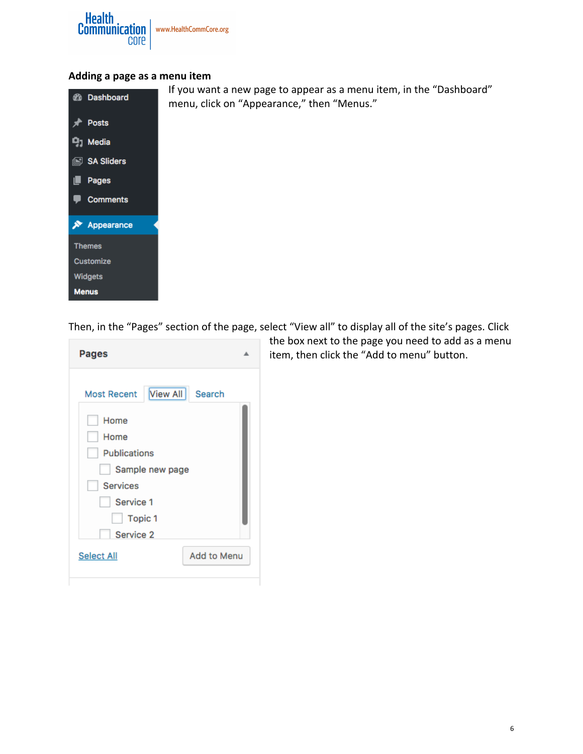### Adding a page as a menu item

If you want a new page to appear as a menu item, in the "Dashboard" menu, click on "Appearance," then "Menus."

Then, in the "Pages" section of the page, select "View all" to display all of the site's pages. Click the box next to the page you need to add as a menu item, then click the "Add to menu" button.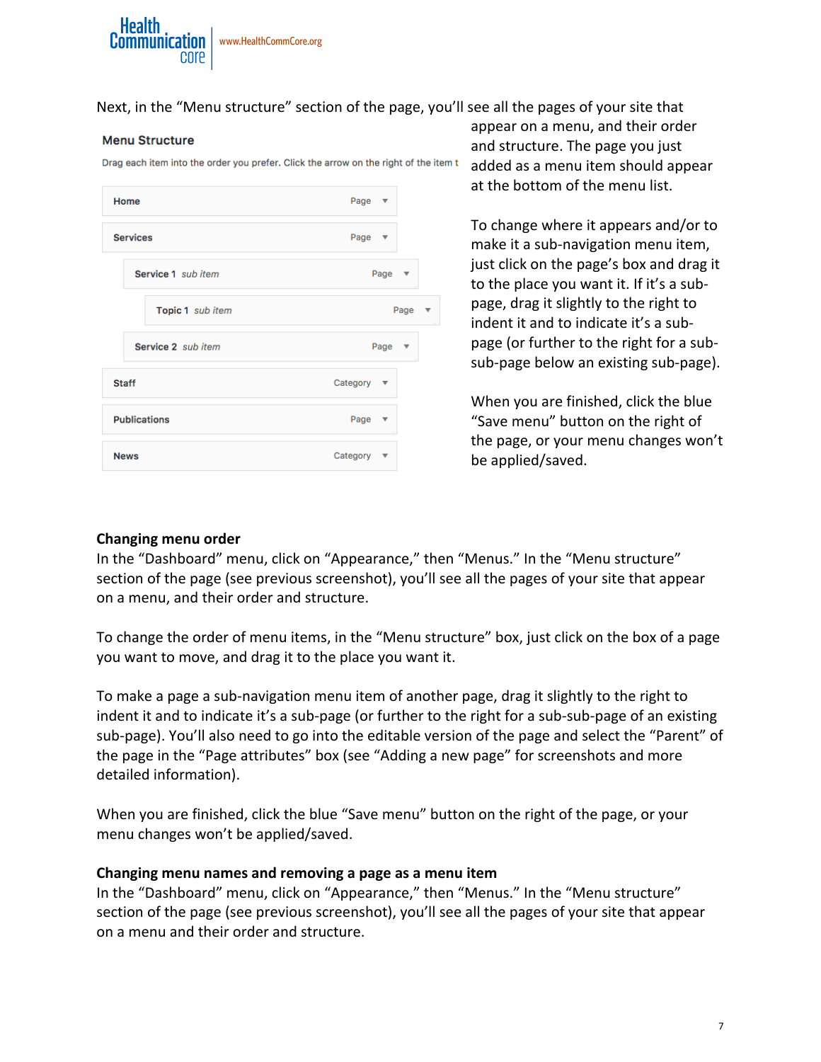Next, in the “Menu structure” section of the page, you’ll see all the pages of your site that appear on a menu, and their order and structure. The page you just added as a menu item should appear at the bottom of the menu list.

**Menu Structure**

Drag each item into the order you prefer. Click the arrow on the right of the item t

- Home — Page
- Services — Page
  - Service 1 *sub item* — Page
    - Topic 1 *sub item* — Page
  - Service 2 *sub item* — Page
- Staff — Category
- Publications — Page
- News — Category

To change where it appears and/or to make it a sub-navigation menu item, just click on the page’s box and drag it to the place you want it. If it’s a sub-page, drag it slightly to the right to indent it and to indicate it’s a sub-page (or further to the right for a sub-sub-page below an existing sub-page).

When you are finished, click the blue “Save menu” button on the right of the page, or your menu changes won’t be applied/saved.

**Changing menu order**

In the “Dashboard” menu, click on “Appearance,” then “Menus.” In the “Menu structure” section of the page (see previous screenshot), you’ll see all the pages of your site that appear on a menu, and their order and structure.

To change the order of menu items, in the “Menu structure” box, just click on the box of a page you want to move, and drag it to the place you want it.

To make a page a sub-navigation menu item of another page, drag it slightly to the right to indent it and to indicate it’s a sub-page (or further to the right for a sub-sub-page of an existing sub-page). You’ll also need to go into the editable version of the page and select the “Parent” of the page in the “Page attributes” box (see “Adding a new page” for screenshots and more detailed information).

When you are finished, click the blue “Save menu” button on the right of the page, or your menu changes won’t be applied/saved.

**Changing menu names and removing a page as a menu item**

In the “Dashboard” menu, click on “Appearance,” then “Menus.” In the “Menu structure” section of the page (see previous screenshot), you’ll see all the pages of your site that appear on a menu and their order and structure.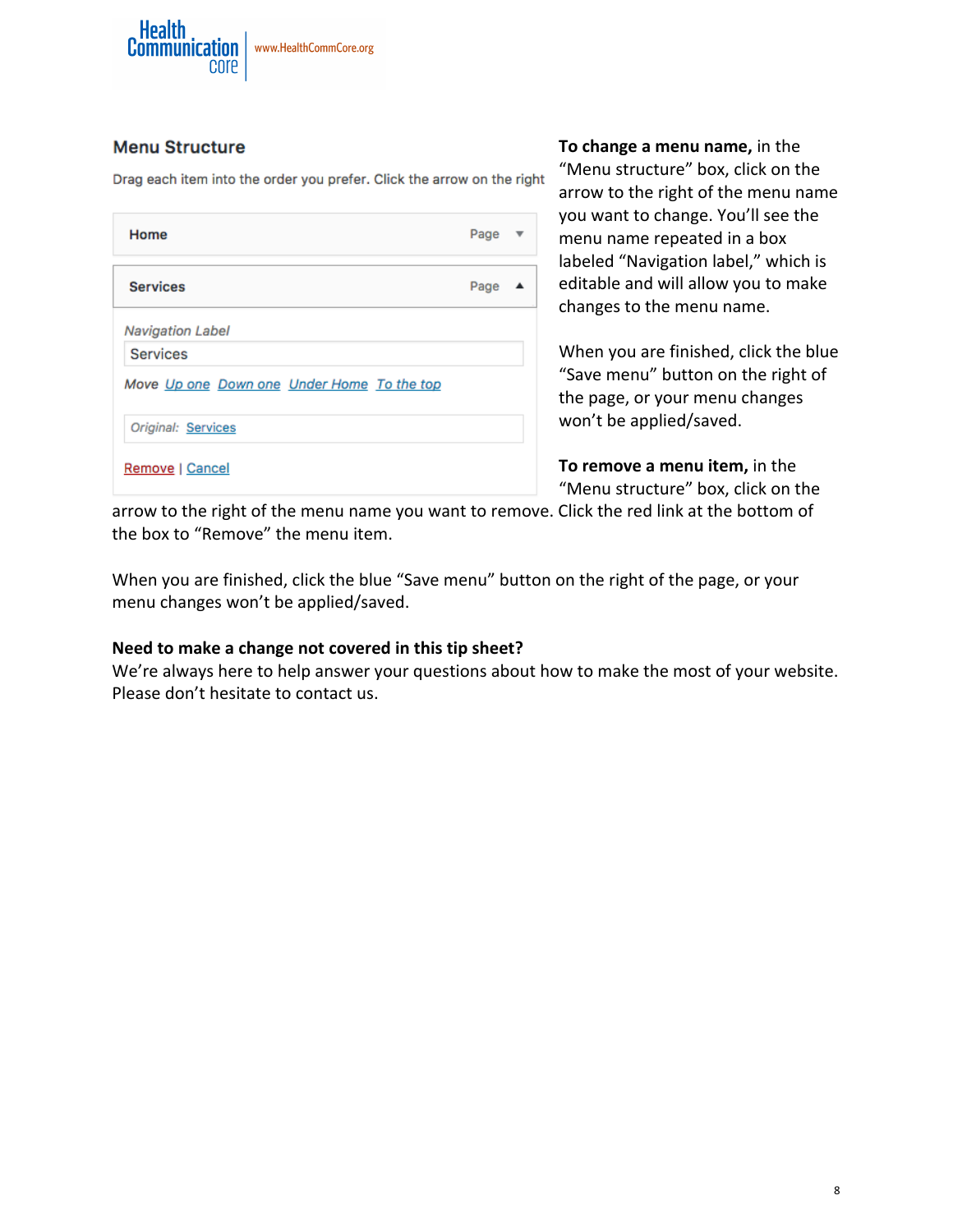Menu Structure

Drag each item into the order you prefer. Click the arrow on the right

Home Page

Services Page

Navigation Label

Services

Move Up one Down one Under Home To the top

Original: Services

Remove | Cancel

**To change a menu name,** in the "Menu structure" box, click on the arrow to the right of the menu name you want to change. You'll see the menu name repeated in a box labeled "Navigation label," which is editable and will allow you to make changes to the menu name.

When you are finished, click the blue "Save menu" button on the right of the page, or your menu changes won't be applied/saved.

**To remove a menu item,** in the "Menu structure" box, click on the arrow to the right of the menu name you want to remove. Click the red link at the bottom of the box to "Remove" the menu item.

When you are finished, click the blue "Save menu" button on the right of the page, or your menu changes won't be applied/saved.

**Need to make a change not covered in this tip sheet?**
We're always here to help answer your questions about how to make the most of your website. Please don't hesitate to contact us.